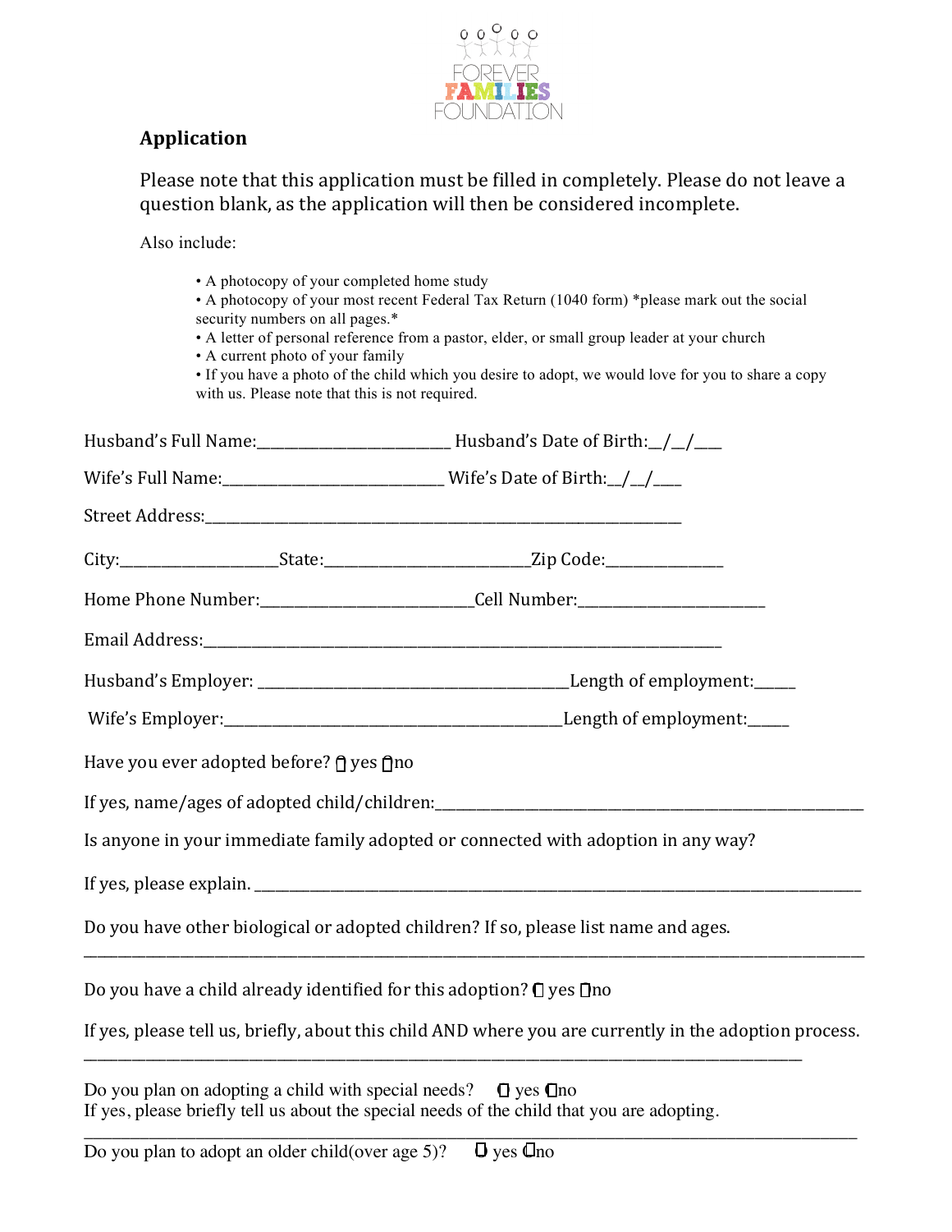FOREVER FAMILIES FOUNDATION

## Application

Please note that this application must be filled in completely. Please do not leave a question blank, as the application will then be considered incomplete.

Also include:

- A photocopy of your completed home study
- A photocopy of your most recent Federal Tax Return (1040 form) *please mark out the social security numbers on all pages.*
- A letter of personal reference from a pastor, elder, or small group leader at your church
- A current photo of your family
- If you have a photo of the child which you desire to adopt, we would love for you to share a copy with us. Please note that this is not required.

Husband's Full Name:________________________ Husband's Date of Birth:__/__/___

Wife's Full Name:___________________________ Wife's Date of Birth:__/__/___

Street Address:_______________________________________________________________

City:___________________State:________________________Zip Code:______________

Home Phone Number:__________________________Cell Number:_______________________

Email Address:______________________________________________________________

Husband's Employer: ______________________________________Length of employment:_____

Wife's Employer:_________________________________________Length of employment:_____

Have you ever adopted before? ☐ yes ☐no

If yes, name/ages of adopted child/children:_______________________________________________

Is anyone in your immediate family adopted or connected with adoption in any way?

If yes, please explain. ________________________________________________________________

Do you have other biological or adopted children? If so, please list name and ages.

_____________________________________________________________________________________

Do you have a child already identified for this adoption? ☐ yes ☐no

If yes, please tell us, briefly, about this child AND where you are currently in the adoption process.

_____________________________________________________________________________________

Do you plan on adopting a child with special needs? ☐ yes ☐no
If yes, please briefly tell us about the special needs of the child that you are adopting.

_____________________________________________________________________________________

Do you plan to adopt an older child(over age 5)? ☐ yes ☐no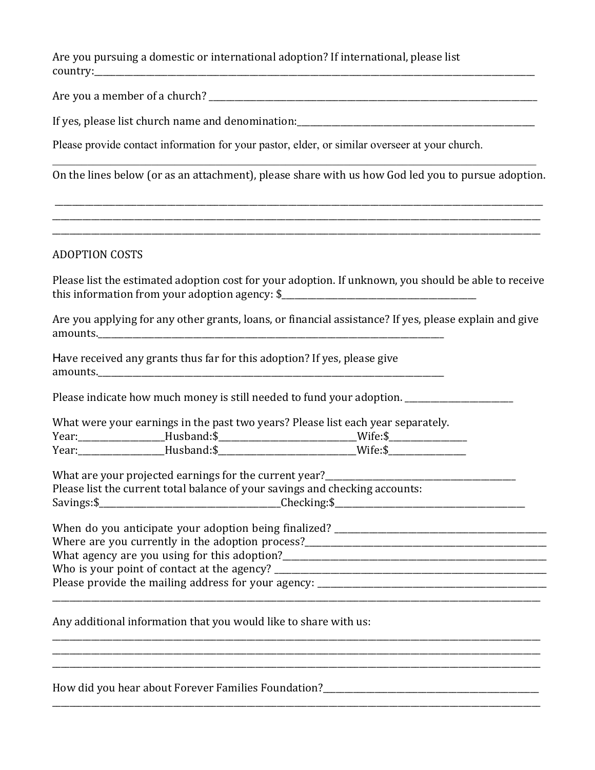Are you pursuing a domestic or international adoption? If international, please list country:______________________________________________________________________________________

Are you a member of a church? ________________________________________________________________

If yes, please list church name and denomination:__________________________________________________

Please provide contact information for your pastor, elder, or similar overseer at your church.

______________________________________________________________________________________________

On the lines below (or as an attachment), please share with us how God led you to pursue adoption.

______________________________________________________________________________________________
______________________________________________________________________________________________
______________________________________________________________________________________________

ADOPTION COSTS

Please list the estimated adoption cost for your adoption. If unknown, you should be able to receive this information from your adoption agency: $________________________________________

Are you applying for any other grants, loans, or financial assistance? If yes, please explain and give amounts.______________________________________________________________________________

Have received any grants thus far for this adoption? If yes, please give amounts.______________________________________________________________________________

Please indicate how much money is still needed to fund your adoption. ________________________

What were your earnings in the past two years? Please list each year separately.
Year:__________________Husband:$______________________________Wife:$________________
Year:__________________Husband:$______________________________Wife:$________________

What are your projected earnings for the current year?_________________________________________
Please list the current total balance of your savings and checking accounts:
Savings:$_______________________________________Checking:$_________________________________________

When do you anticipate your adoption being finalized? ______________________________________________
Where are you currently in the adoption process?___________________________________________________
What agency are you using for this adoption?_______________________________________________________
Who is your point of contact at the agency? ________________________________________________________
Please provide the mailing address for your agency: _________________________________________________
______________________________________________________________________________________________

Any additional information that you would like to share with us:
______________________________________________________________________________________________
______________________________________________________________________________________________
______________________________________________________________________________________________

How did you hear about Forever Families Foundation?____________________________________________
______________________________________________________________________________________________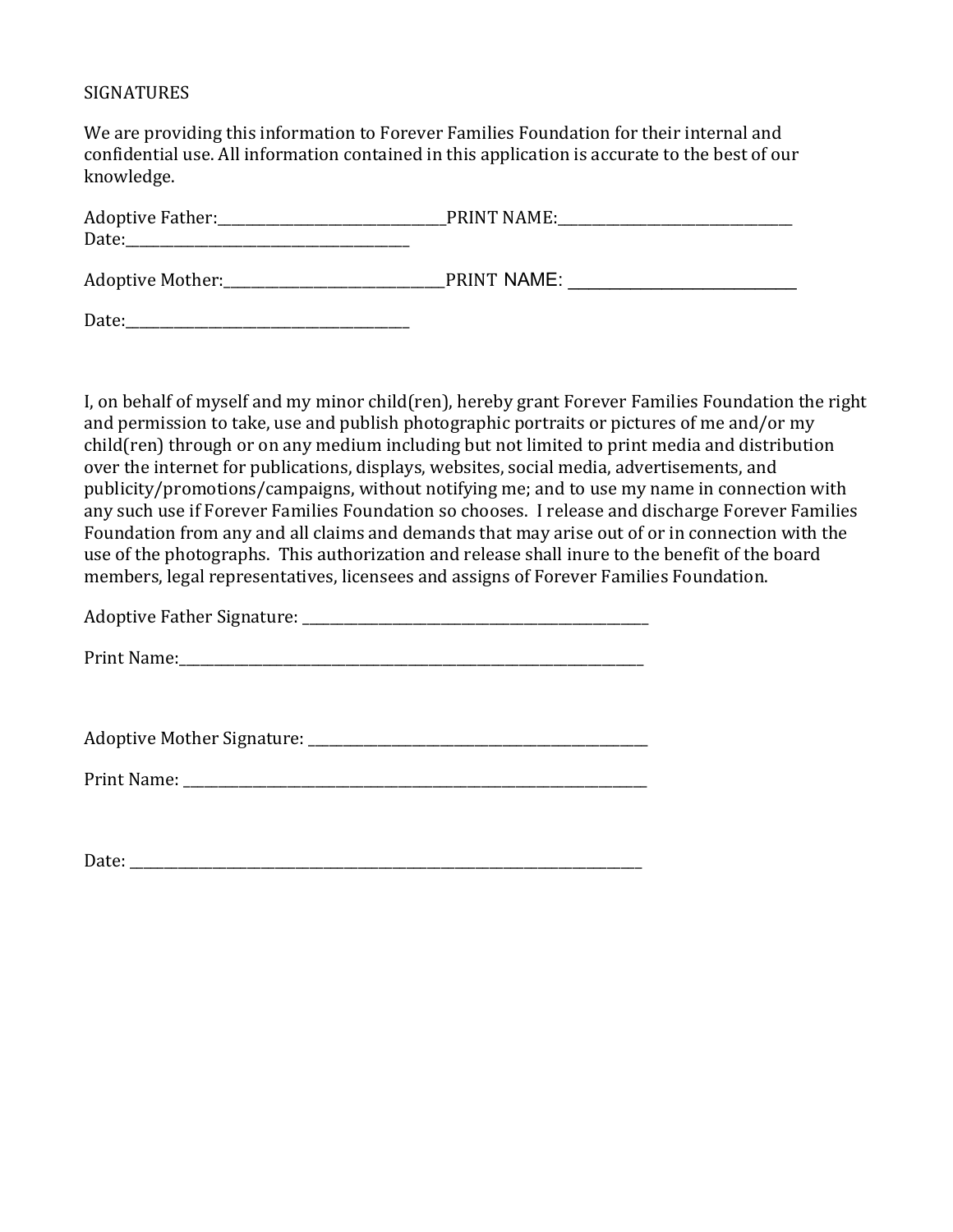SIGNATURES

We are providing this information to Forever Families Foundation for their internal and confidential use. All information contained in this application is accurate to the best of our knowledge.

Adoptive Father:_______________________________PRINT NAME:_______________________________
Date:_______________________________________

Adoptive Mother:_____________________________PRINT NAME: _____________________________

Date:_______________________________________

I, on behalf of myself and my minor child(ren), hereby grant Forever Families Foundation the right and permission to take, use and publish photographic portraits or pictures of me and/or my child(ren) through or on any medium including but not limited to print media and distribution over the internet for publications, displays, websites, social media, advertisements, and publicity/promotions/campaigns, without notifying me; and to use my name in connection with any such use if Forever Families Foundation so chooses. I release and discharge Forever Families Foundation from any and all claims and demands that may arise out of or in connection with the use of the photographs. This authorization and release shall inure to the benefit of the board members, legal representatives, licensees and assigns of Forever Families Foundation.

Adoptive Father Signature: ________________________________________________

Print Name:_____________________________________________________________

Adoptive Mother Signature: ______________________________________________

Print Name: _____________________________________________________________

Date: ____________________________________________________________________